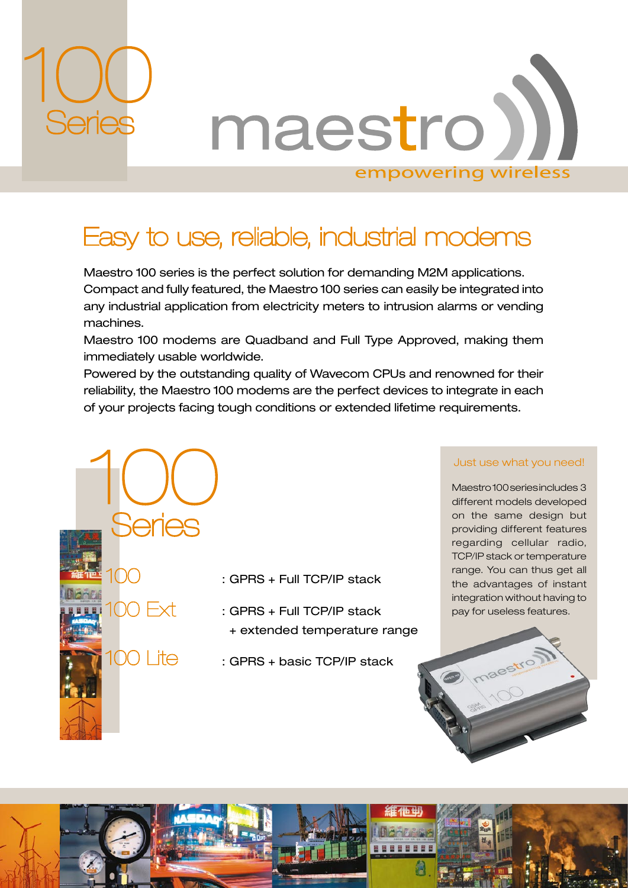# 100 Series

# maestro

empowering wireless

## Easy to use, reliable, industrial modems

Maestro 100 series is the perfect solution for demanding M2M applications.
Compact and fully featured, the Maestro 100 series can easily be integrated into any industrial application from electricity meters to intrusion alarms or vending machines.
Maestro 100 modems are Quadband and Full Type Approved, making them immediately usable worldwide.
Powered by the outstanding quality of Wavecom CPUs and renowned for their reliability, the Maestro 100 modems are the perfect devices to integrate in each of your projects facing tough conditions or extended lifetime requirements.

## 100 Series

- **100** : GPRS + Full TCP/IP stack
- **100 Ext** : GPRS + Full TCP/IP stack + extended temperature range
- **100 Lite** : GPRS + basic TCP/IP stack

### Just use what you need!

Maestro 100 series includes 3 different models developed on the same design but providing different features regarding cellular radio, TCP/IP stack or temperature range. You can thus get all the advantages of instant integration without having to pay for useless features.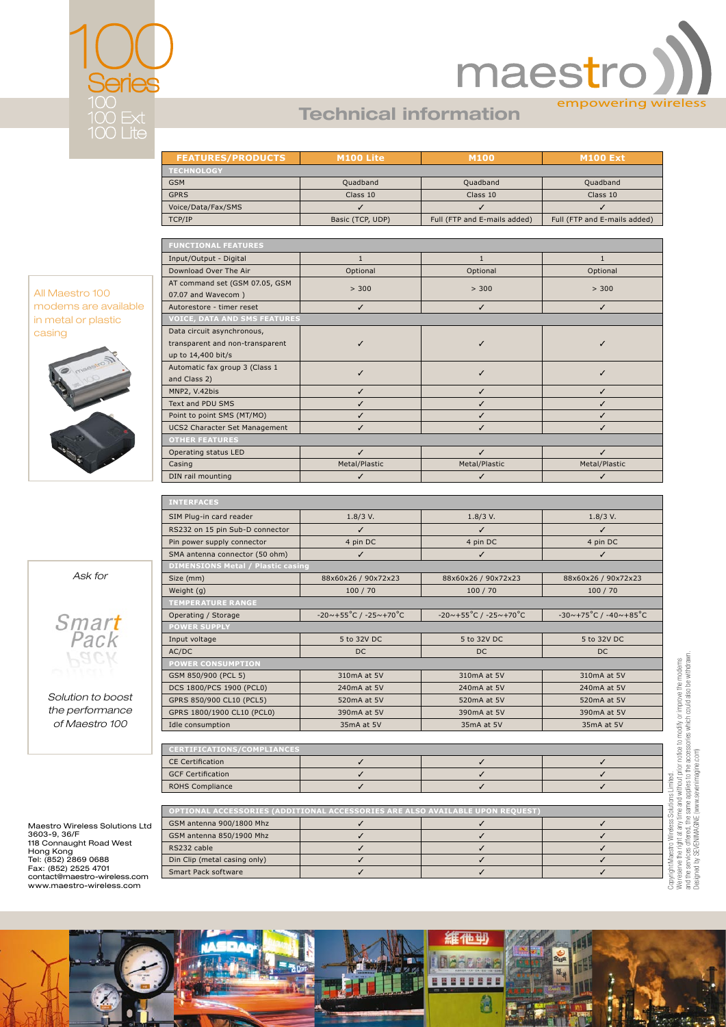# 100 Series

100
100 Ext
100 Lite

maestro
empowering wireless

## Technical information

| FEATURES/PRODUCTS | M100 Lite | M100 | M100 Ext |
|---|---|---|---|
| **TECHNOLOGY** | | | |
| GSM | Quadband | Quadband | Quadband |
| GPRS | Class 10 | Class 10 | Class 10 |
| Voice/Data/Fax/SMS | ✓ | ✓ | ✓ |
| TCP/IP | Basic (TCP, UDP) | Full (FTP and E-mails added) | Full (FTP and E-mails added) |

| | | | |
|---|---|---|---|
| **FUNCTIONAL FEATURES** | | | |
| Input/Output - Digital | 1 | 1 | 1 |
| Download Over The Air | Optional | Optional | Optional |
| AT command set (GSM 07.05, GSM 07.07 and Wavecom ) | > 300 | > 300 | > 300 |
| Autorestore - timer reset | ✓ | ✓ | ✓ |
| **VOICE, DATA AND SMS FEATURES** | | | |
| Data circuit asynchronous, transparent and non-transparent up to 14,400 bit/s | ✓ | ✓ | ✓ |
| Automatic fax group 3 (Class 1 and Class 2) | ✓ | ✓ | ✓ |
| MNP2, V.42bis | ✓ | ✓ | ✓ |
| Text and PDU SMS | ✓ | ✓ | ✓ |
| Point to point SMS (MT/MO) | ✓ | ✓ | ✓ |
| UCS2 Character Set Management | ✓ | ✓ | ✓ |
| **OTHER FEATURES** | | | |
| Operating status LED | ✓ | ✓ | ✓ |
| Casing | Metal/Plastic | Metal/Plastic | Metal/Plastic |
| DIN rail mounting | ✓ | ✓ | ✓ |

All Maestro 100 modems are available in metal or plastic casing

| | | | |
|---|---|---|---|
| **INTERFACES** | | | |
| SIM Plug-in card reader | 1.8/3 V. | 1.8/3 V. | 1.8/3 V. |
| RS232 on 15 pin Sub-D connector | ✓ | ✓ | ✓ |
| Pin power supply connector | 4 pin DC | 4 pin DC | 4 pin DC |
| SMA antenna connector (50 ohm) | ✓ | ✓ | ✓ |
| **DIMENSIONS Metal / Plastic casing** | | | |
| Size (mm) | 88x60x26 / 90x72x23 | 88x60x26 / 90x72x23 | 88x60x26 / 90x72x23 |
| Weight (g) | 100 / 70 | 100 / 70 | 100 / 70 |
| **TEMPERATURE RANGE** | | | |
| Operating / Storage | -20~+55°C / -25~+70°C | -20~+55°C / -25~+70°C | -30~+75°C / -40~+85°C |
| **POWER SUPPLY** | | | |
| Input voltage | 5 to 32V DC | 5 to 32V DC | 5 to 32V DC |
| AC/DC | DC | DC | DC |
| **POWER CONSUMPTION** | | | |
| GSM 850/900 (PCL 5) | 310mA at 5V | 310mA at 5V | 310mA at 5V |
| DCS 1800/PCS 1900 (PCL0) | 240mA at 5V | 240mA at 5V | 240mA at 5V |
| GPRS 850/900 CL10 (PCL5) | 520mA at 5V | 520mA at 5V | 520mA at 5V |
| GPRS 1800/1900 CL10 (PCL0) | 390mA at 5V | 390mA at 5V | 390mA at 5V |
| Idle consumption | 35mA at 5V | 35mA at 5V | 35mA at 5V |

*Ask for*

**Smart Pack**

*Solution to boost the performance of Maestro 100*

| | | | |
|---|---|---|---|
| **CERTIFICATIONS/COMPLIANCES** | | | |
| CE Certification | ✓ | ✓ | ✓ |
| GCF Certification | ✓ | ✓ | ✓ |
| ROHS Compliance | ✓ | ✓ | ✓ |

| | | | |
|---|---|---|---|
| **OPTIONAL ACCESSORIES (ADDITIONAL ACCESSORIES ARE ALSO AVAILABLE UPON REQUEST)** | | | |
| GSM antenna 900/1800 Mhz | ✓ | ✓ | ✓ |
| GSM antenna 850/1900 Mhz | ✓ | ✓ | ✓ |
| RS232 cable | ✓ | ✓ | ✓ |
| Din Clip (metal casing only) | ✓ | ✓ | ✓ |
| Smart Pack software | ✓ | ✓ | ✓ |

Maestro Wireless Solutions Ltd
3603-9, 36/F
118 Connaught Road West
Hong Kong
Tel: (852) 2869 0688
Fax: (852) 2525 4701
contact@maestro-wireless.com
www.maestro-wireless.com

Copyright Maestro Wireless Solutions Limited.
We reserve the right at any time and without prior notice to modify or improve the modems and the services offered, the same applies to the accessories which could also be withdrawn.
Designed by SEVENIMAGINE (www.sevenimagine.com)